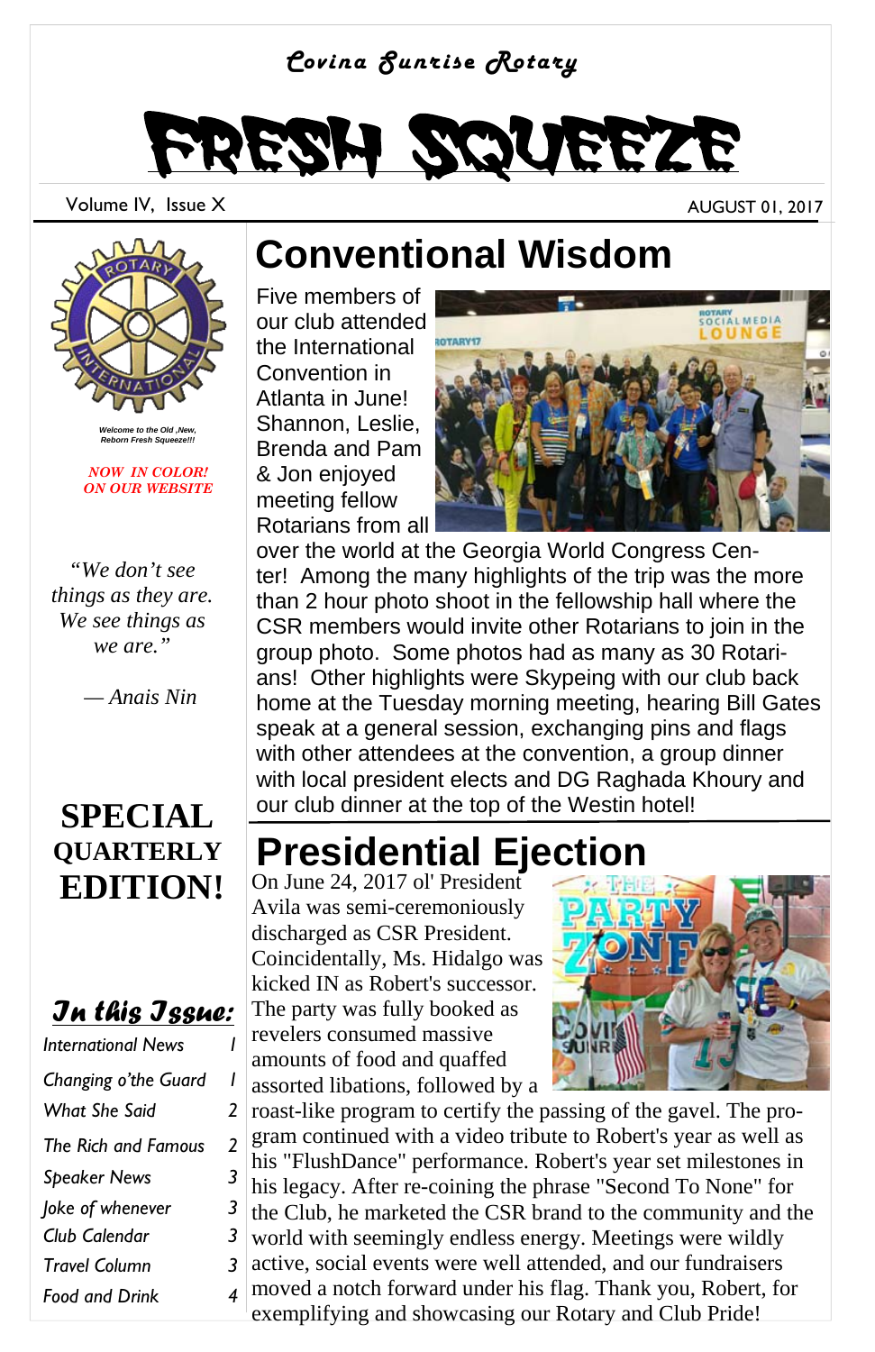*Covina Sunrise Rotary*

# FRESH SQUEEZE

Volume IV, Issue X — AUGUST 01, 2017

*Welcome to the Old ,New, Reborn Fresh Squeeze!!!*

*NOW IN COLOR! ON OUR WEBSITE*

*"We don't see things as they are. We see things as we are."*

*— Anais Nin*

**SPECIAL QUARTERLY EDITION!**

### In this Issue:

- International News 1
- Changing o'the Guard 1
- What She Said 2
- The Rich and Famous 2
- Speaker News 3
- Joke of whenever 3
- Club Calendar 3
- Travel Column 3
- Food and Drink 4

## Conventional Wisdom

Five members of our club attended the International Convention in Atlanta in June! Shannon, Leslie, Brenda and Pam & Jon enjoyed meeting fellow Rotarians from all over the world at the Georgia World Congress Center! Among the many highlights of the trip was the more than 2 hour photo shoot in the fellowship hall where the CSR members would invite other Rotarians to join in the group photo. Some photos had as many as 30 Rotarians! Other highlights were Skypeing with our club back home at the Tuesday morning meeting, hearing Bill Gates speak at a general session, exchanging pins and flags with other attendees at the convention, a group dinner with local president elects and DG Raghada Khoury and our club dinner at the top of the Westin hotel!

## Presidential Ejection

On June 24, 2017 ol' President Avila was semi-ceremoniously discharged as CSR President. Coincidentally, Ms. Hidalgo was kicked IN as Robert's successor. The party was fully booked as revelers consumed massive amounts of food and quaffed assorted libations, followed by a roast-like program to certify the passing of the gavel. The program continued with a video tribute to Robert's year as well as his "FlushDance" performance. Robert's year set milestones in his legacy. After re-coining the phrase "Second To None" for the Club, he marketed the CSR brand to the community and the world with seemingly endless energy. Meetings were wildly active, social events were well attended, and our fundraisers moved a notch forward under his flag. Thank you, Robert, for exemplifying and showcasing our Rotary and Club Pride!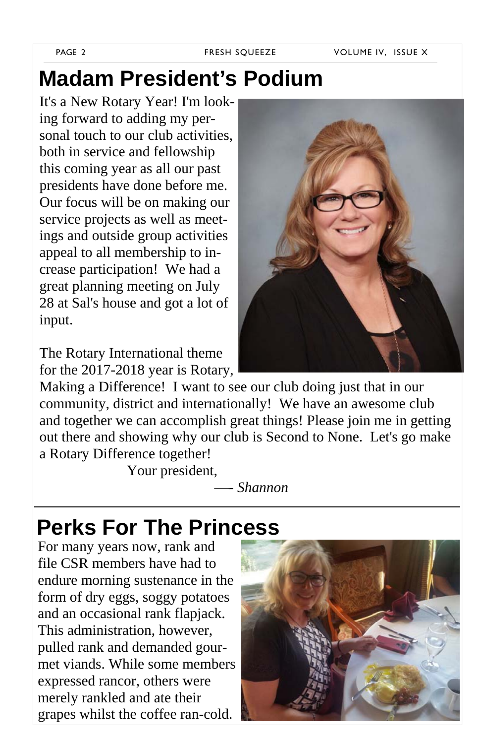# Madam President's Podium

It's a New Rotary Year! I'm looking forward to adding my personal touch to our club activities, both in service and fellowship this coming year as all our past presidents have done before me. Our focus will be on making our service projects as well as meetings and outside group activities appeal to all membership to increase participation! We had a great planning meeting on July 28 at Sal's house and got a lot of input.

The Rotary International theme for the 2017-2018 year is Rotary, Making a Difference! I want to see our club doing just that in our community, district and internationally! We have an awesome club and together we can accomplish great things! Please join me in getting out there and showing why our club is Second to None. Let's go make a Rotary Difference together!

Your president,

—- *Shannon*

# Perks For The Princess

For many years now, rank and file CSR members have had to endure morning sustenance in the form of dry eggs, soggy potatoes and an occasional rank flapjack. This administration, however, pulled rank and demanded gourmet viands. While some members expressed rancor, others were merely rankled and ate their grapes whilst the coffee ran-cold.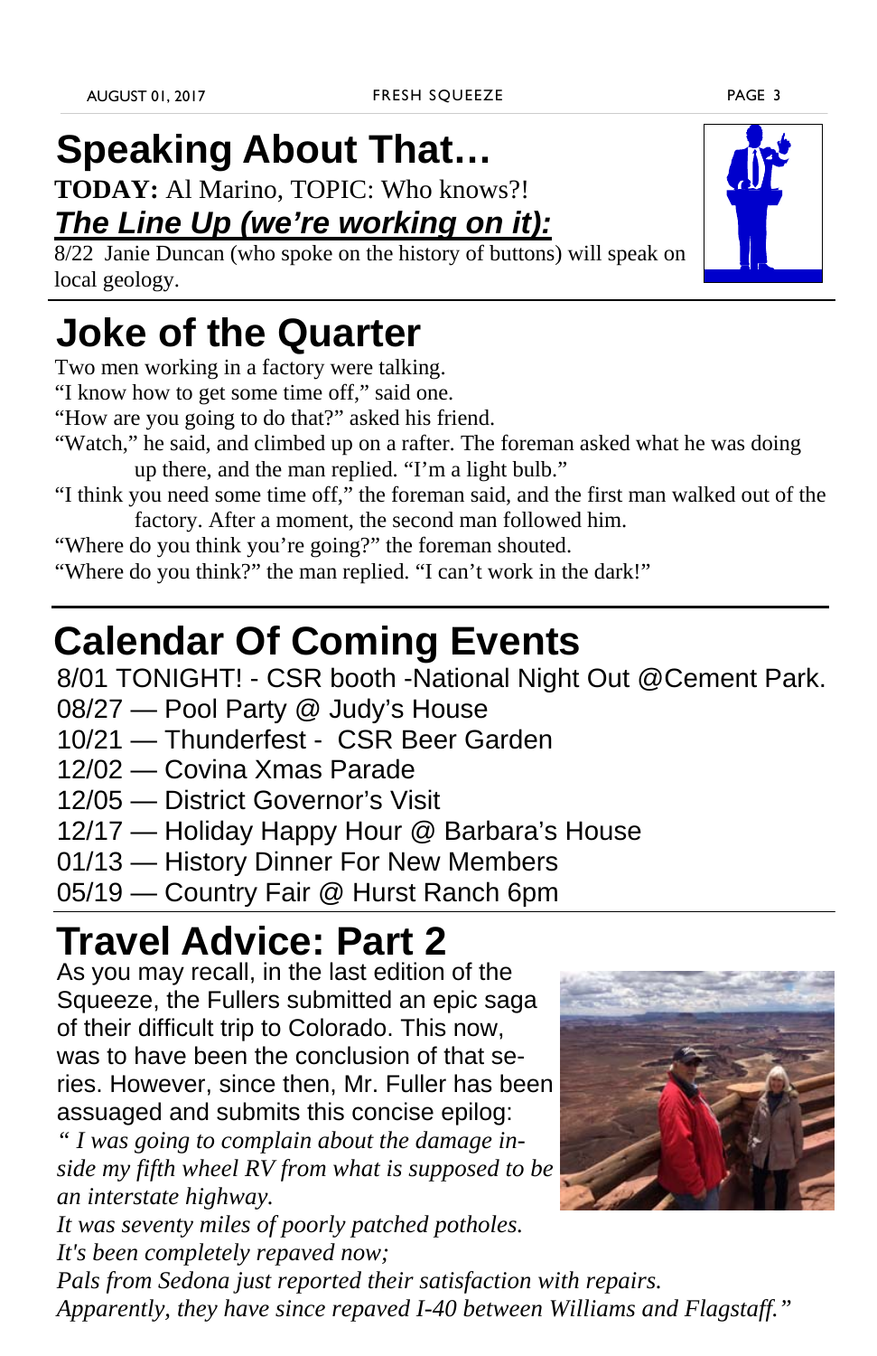# Speaking About That…

**TODAY:** Al Marino, TOPIC: Who knows?!

***The Line Up (we're working on it):***

8/22 Janie Duncan (who spoke on the history of buttons) will speak on local geology.

# Joke of the Quarter

Two men working in a factory were talking.

"I know how to get some time off," said one.

"How are you going to do that?" asked his friend.

"Watch," he said, and climbed up on a rafter. The foreman asked what he was doing up there, and the man replied. "I'm a light bulb."

"I think you need some time off," the foreman said, and the first man walked out of the factory. After a moment, the second man followed him.

"Where do you think you're going?" the foreman shouted.

"Where do you think?" the man replied. "I can't work in the dark!"

# Calendar Of Coming Events

8/01 TONIGHT! - CSR booth -National Night Out @Cement Park.
08/27 — Pool Party @ Judy's House
10/21 — Thunderfest - CSR Beer Garden
12/02 — Covina Xmas Parade
12/05 — District Governor's Visit
12/17 — Holiday Happy Hour @ Barbara's House
01/13 — History Dinner For New Members
05/19 — Country Fair @ Hurst Ranch 6pm

# Travel Advice: Part 2

As you may recall, in the last edition of the Squeeze, the Fullers submitted an epic saga of their difficult trip to Colorado. This now, was to have been the conclusion of that series. However, since then, Mr. Fuller has been assuaged and submits this concise epilog:

*" I was going to complain about the damage inside my fifth wheel RV from what is supposed to be an interstate highway.*
*It was seventy miles of poorly patched potholes.*
*It's been completely repaved now;*
*Pals from Sedona just reported their satisfaction with repairs.*
*Apparently, they have since repaved I-40 between Williams and Flagstaff."*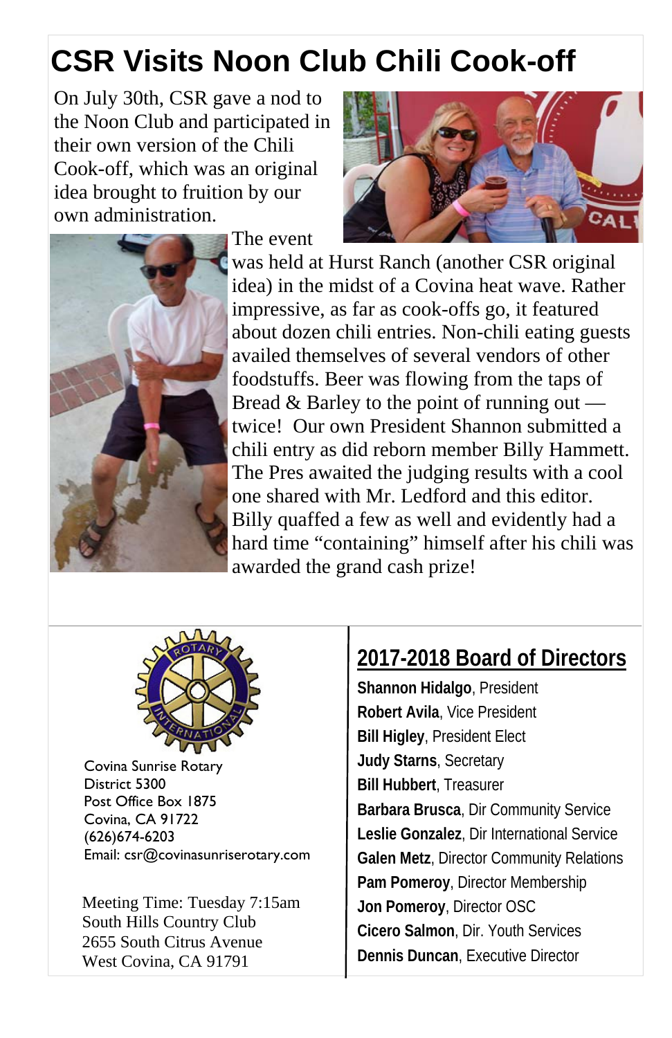# CSR Visits Noon Club Chili Cook-off

On July 30th, CSR gave a nod to the Noon Club and participated in their own version of the Chili Cook-off, which was an original idea brought to fruition by our own administration. The event was held at Hurst Ranch (another CSR original idea) in the midst of a Covina heat wave. Rather impressive, as far as cook-offs go, it featured about dozen chili entries. Non-chili eating guests availed themselves of several vendors of other foodstuffs. Beer was flowing from the taps of Bread & Barley to the point of running out — twice! Our own President Shannon submitted a chili entry as did reborn member Billy Hammett. The Pres awaited the judging results with a cool one shared with Mr. Ledford and this editor. Billy quaffed a few as well and evidently had a hard time "containing" himself after his chili was awarded the grand cash prize!

Covina Sunrise Rotary
District 5300
Post Office Box 1875
Covina, CA 91722
(626)674-6203
Email: csr@covinasunriserotary.com

Meeting Time: Tuesday 7:15am
South Hills Country Club
2655 South Citrus Avenue
West Covina, CA 91791

## 2017-2018 Board of Directors

**Shannon Hidalgo**, President
**Robert Avila**, Vice President
**Bill Higley**, President Elect
**Judy Starns**, Secretary
**Bill Hubbert**, Treasurer
**Barbara Brusca**, Dir Community Service
**Leslie Gonzalez**, Dir International Service
**Galen Metz**, Director Community Relations
**Pam Pomeroy**, Director Membership
**Jon Pomeroy**, Director OSC
**Cicero Salmon**, Dir. Youth Services
**Dennis Duncan**, Executive Director